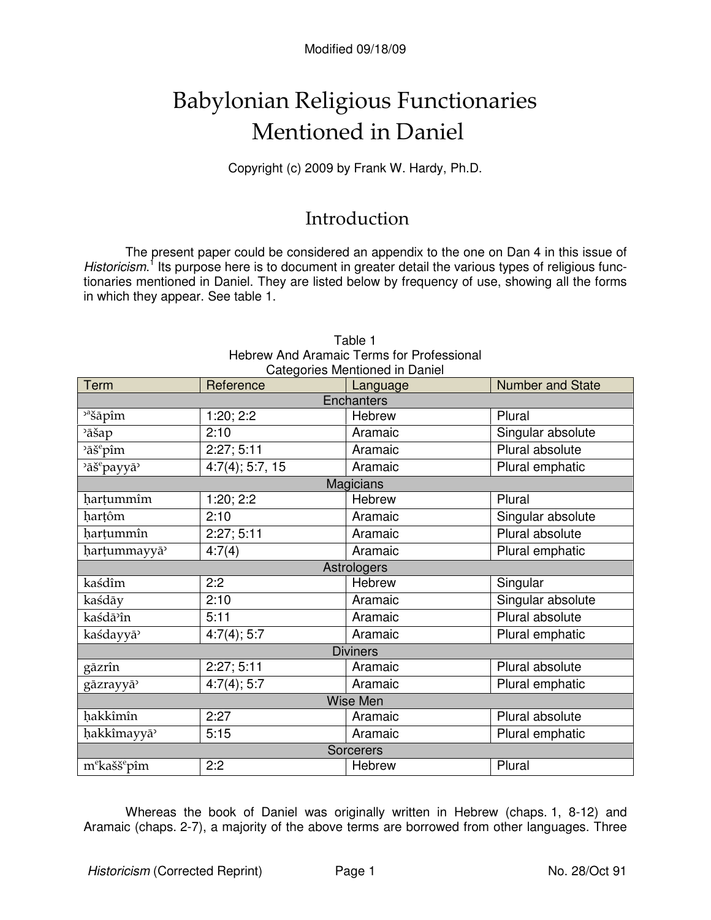Modified 09/18/09

# Babylonian Religious Functionaries Mentioned in Daniel

Copyright (c) 2009 by Frank W. Hardy, Ph.D.

## Introduction

The present paper could be considered an appendix to the one on Dan 4 in this issue of *Historicism*.[1] Its purpose here is to document in greater detail the various types of religious functionaries mentioned in Daniel. They are listed below by frequency of use, showing all the forms in which they appear. See table 1.

Table 1
Hebrew And Aramaic Terms for Professional Categories Mentioned in Daniel

| Term | Reference | Language | Number and State |
|---|---|---|---|
| | | Enchanters | |
| ʾᵃšāpîm | 1:20; 2:2 | Hebrew | Plural |
| ʾāšap | 2:10 | Aramaic | Singular absolute |
| ʾāšᵉpîm | 2:27; 5:11 | Aramaic | Plural absolute |
| ʾāšᵉpayyāʾ | 4:7(4); 5:7, 15 | Aramaic | Plural emphatic |
| | | Magicians | |
| ḥarṭummîm | 1:20; 2:2 | Hebrew | Plural |
| ḥarṭôm | 2:10 | Aramaic | Singular absolute |
| ḥarṭummîn | 2:27; 5:11 | Aramaic | Plural absolute |
| ḥarṭummayyāʾ | 4:7(4) | Aramaic | Plural emphatic |
| | | Astrologers | |
| kaśdîm | 2:2 | Hebrew | Singular |
| kaśdāy | 2:10 | Aramaic | Singular absolute |
| kaśdāʾîn | 5:11 | Aramaic | Plural absolute |
| kaśdayyāʾ | 4:7(4); 5:7 | Aramaic | Plural emphatic |
| | | Diviners | |
| gāzrîn | 2:27; 5:11 | Aramaic | Plural absolute |
| gāzrayyāʾ | 4:7(4); 5:7 | Aramaic | Plural emphatic |
| | | Wise Men | |
| ḥakkîmîn | 2:27 | Aramaic | Plural absolute |
| ḥakkîmayyāʾ | 5:15 | Aramaic | Plural emphatic |
| | | Sorcerers | |
| mᵉkaššᵉpîm | 2:2 | Hebrew | Plural |

Whereas the book of Daniel was originally written in Hebrew (chaps. 1, 8-12) and Aramaic (chaps. 2-7), a majority of the above terms are borrowed from other languages. Three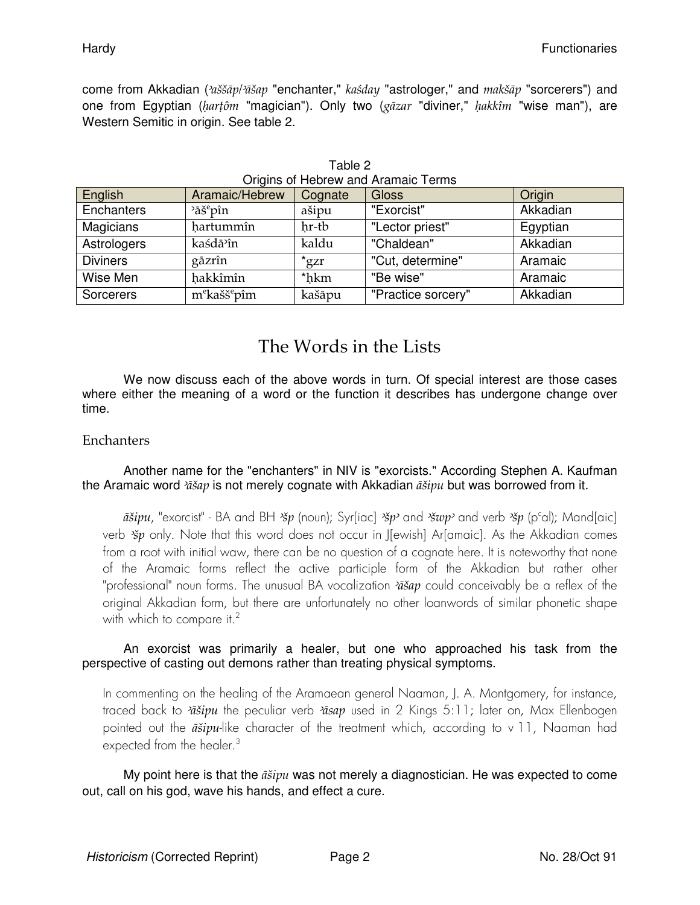come from Akkadian (*ʾaššāp*/*ʾāšap* "enchanter," *kaśday* "astrologer," and *makšāp* "sorcerers") and one from Egyptian (*ḥarṭôm* "magician"). Only two (*gāzar* "diviner," *ḥakkîm* "wise man"), are Western Semitic in origin. See table 2.

Table 2
Origins of Hebrew and Aramaic Terms

| English | Aramaic/Hebrew | Cognate | Gloss | Origin |
| --- | --- | --- | --- | --- |
| Enchanters | ʾāšᵉpîn | ašipu | "Exorcist" | Akkadian |
| Magicians | ḥartummîn | ḥr-tb | "Lector priest" | Egyptian |
| Astrologers | kaśdāʾîn | kaldu | "Chaldean" | Akkadian |
| Diviners | gāzrîn | *gzr | "Cut, determine" | Aramaic |
| Wise Men | ḥakkîmîn | *ḥkm | "Be wise" | Aramaic |
| Sorcerers | mᵉkaššᵉpîm | kašāpu | "Practice sorcery" | Akkadian |

## The Words in the Lists

We now discuss each of the above words in turn. Of special interest are those cases where either the meaning of a word or the function it describes has undergone change over time.

### Enchanters

Another name for the "enchanters" in NIV is "exorcists." According Stephen A. Kaufman the Aramaic word *ʾāšap* is not merely cognate with Akkadian *āšipu* but was borrowed from it.

> *āšipu*, "exorcist" - BA and BH *ʾšp* (noun); Syr[iac] *ʾšpʾ* and *ʾšwpʾ* and verb *ʾšp* (pᶜal); Mand[aic] verb *ʾšp* only. Note that this word does not occur in J[ewish] Ar[amaic]. As the Akkadian comes from a root with initial waw, there can be no question of a cognate here. It is noteworthy that none of the Aramaic forms reflect the active participle form of the Akkadian but rather other "professional" noun forms. The unusual BA vocalization *ʾāšap* could conceivably be a reflex of the original Akkadian form, but there are unfortunately no other loanwords of similar phonetic shape with which to compare it.[2]

An exorcist was primarily a healer, but one who approached his task from the perspective of casting out demons rather than treating physical symptoms.

> In commenting on the healing of the Aramaean general Naaman, J. A. Montgomery, for instance, traced back to *ʾāšipu* the peculiar verb *ʾāsap* used in 2 Kings 5:11; later on, Max Ellenbogen pointed out the *āšipu*-like character of the treatment which, according to v 11, Naaman had expected from the healer.[3]

My point here is that the *āšipu* was not merely a diagnostician. He was expected to come out, call on his god, wave his hands, and effect a cure.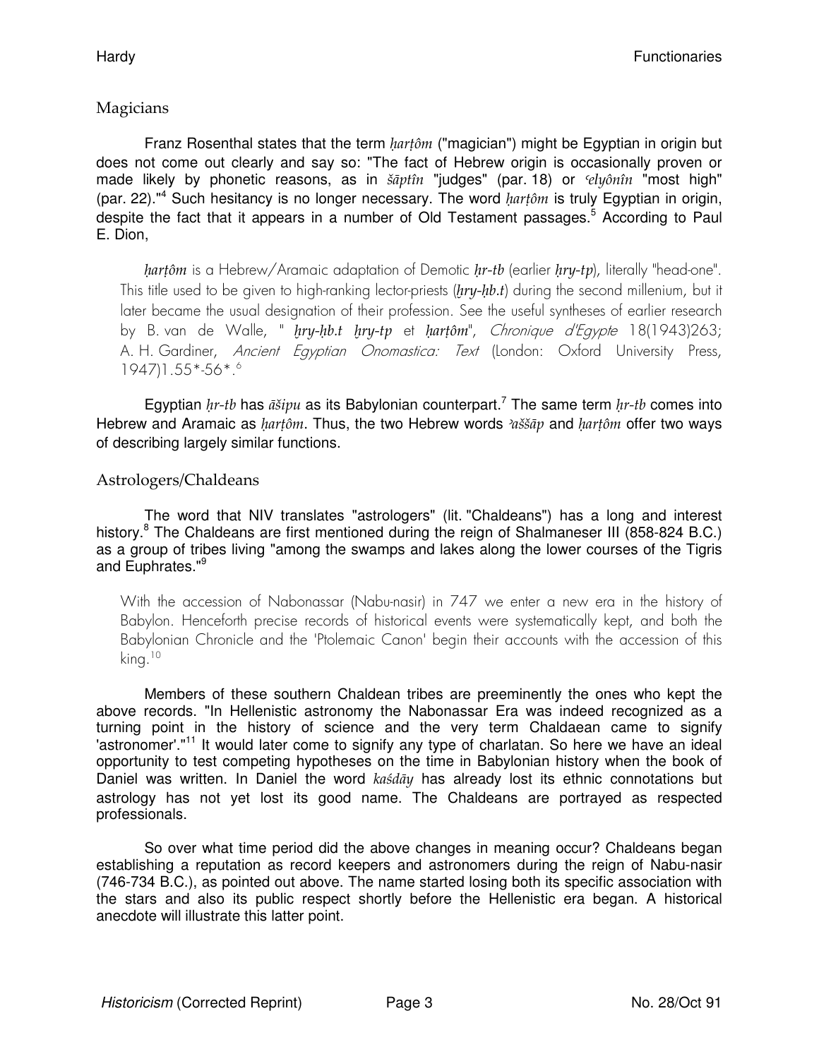## Magicians

Franz Rosenthal states that the term *ḥarṭôm* ("magician") might be Egyptian in origin but does not come out clearly and say so: "The fact of Hebrew origin is occasionally proven or made likely by phonetic reasons, as in *šāptîn* "judges" (par. 18) or *ʿelyônîn* "most high" (par. 22)."[4] Such hesitancy is no longer necessary. The word *ḥarṭôm* is truly Egyptian in origin, despite the fact that it appears in a number of Old Testament passages.[5] According to Paul E. Dion,

> *ḥarṭôm* is a Hebrew/Aramaic adaptation of Demotic *ḥr-tb* (earlier *ḥry-tp*), literally "head-one". This title used to be given to high-ranking lector-priests (*ḥry-ḥb.t*) during the second millenium, but it later became the usual designation of their profession. See the useful syntheses of earlier research by B. van de Walle, " *ḥry-ḥb.t ḥry-tp* et *ḥarṭôm*", *Chronique d'Egypte* 18(1943)263; A. H. Gardiner, *Ancient Egyptian Onomastica: Text* (London: Oxford University Press, 1947)1.55*-56*.[6]

Egyptian *ḥr-tb* has *āšipu* as its Babylonian counterpart.[7] The same term *ḥr-tb* comes into Hebrew and Aramaic as *ḥarṭôm*. Thus, the two Hebrew words *ʾaššāp* and *ḥarṭôm* offer two ways of describing largely similar functions.

## Astrologers/Chaldeans

The word that NIV translates "astrologers" (lit. "Chaldeans") has a long and interest history.[8] The Chaldeans are first mentioned during the reign of Shalmaneser III (858-824 B.C.) as a group of tribes living "among the swamps and lakes along the lower courses of the Tigris and Euphrates."[9]

> With the accession of Nabonassar (Nabu-nasir) in 747 we enter a new era in the history of Babylon. Henceforth precise records of historical events were systematically kept, and both the Babylonian Chronicle and the 'Ptolemaic Canon' begin their accounts with the accession of this king.[10]

Members of these southern Chaldean tribes are preeminently the ones who kept the above records. "In Hellenistic astronomy the Nabonassar Era was indeed recognized as a turning point in the history of science and the very term Chaldaean came to signify 'astronomer'."[11] It would later come to signify any type of charlatan. So here we have an ideal opportunity to test competing hypotheses on the time in Babylonian history when the book of Daniel was written. In Daniel the word *kaśdāy* has already lost its ethnic connotations but astrology has not yet lost its good name. The Chaldeans are portrayed as respected professionals.

So over what time period did the above changes in meaning occur? Chaldeans began establishing a reputation as record keepers and astronomers during the reign of Nabu-nasir (746-734 B.C.), as pointed out above. The name started losing both its specific association with the stars and also its public respect shortly before the Hellenistic era began. A historical anecdote will illustrate this latter point.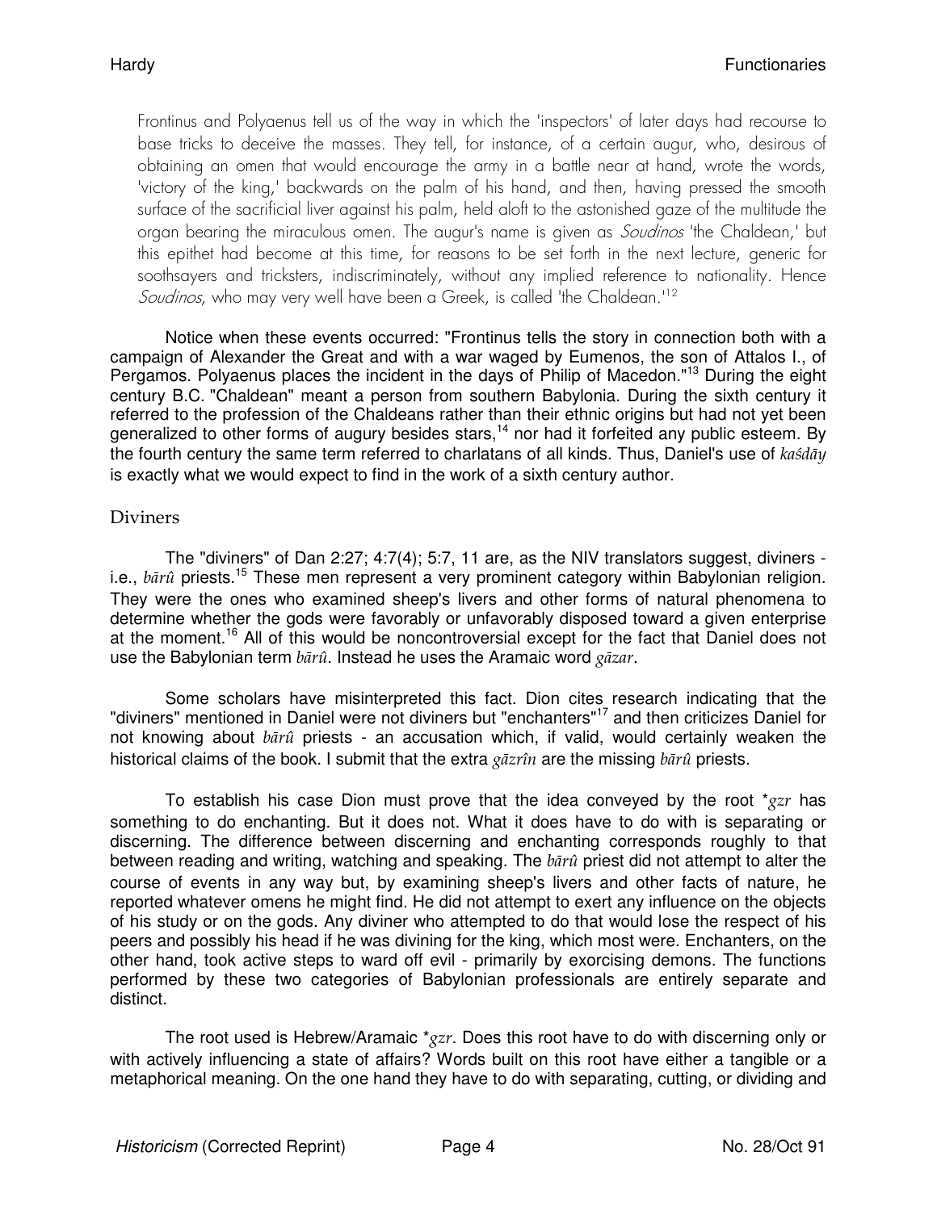> Frontinus and Polyaenus tell us of the way in which the 'inspectors' of later days had recourse to base tricks to deceive the masses. They tell, for instance, of a certain augur, who, desirous of obtaining an omen that would encourage the army in a battle near at hand, wrote the words, 'victory of the king,' backwards on the palm of his hand, and then, having pressed the smooth surface of the sacrificial liver against his palm, held aloft to the astonished gaze of the multitude the organ bearing the miraculous omen. The augur's name is given as *Soudinos* 'the Chaldean,' but this epithet had become at this time, for reasons to be set forth in the next lecture, generic for soothsayers and tricksters, indiscriminately, without any implied reference to nationality. Hence *Soudinos*, who may very well have been a Greek, is called 'the Chaldean.'[12]

Notice when these events occurred: "Frontinus tells the story in connection both with a campaign of Alexander the Great and with a war waged by Eumenos, the son of Attalos I., of Pergamos. Polyaenus places the incident in the days of Philip of Macedon."[13] During the eight century B.C. "Chaldean" meant a person from southern Babylonia. During the sixth century it referred to the profession of the Chaldeans rather than their ethnic origins but had not yet been generalized to other forms of augury besides stars,[14] nor had it forfeited any public esteem. By the fourth century the same term referred to charlatans of all kinds. Thus, Daniel's use of *kaśdāy* is exactly what we would expect to find in the work of a sixth century author.

## Diviners

The "diviners" of Dan 2:27; 4:7(4); 5:7, 11 are, as the NIV translators suggest, diviners - i.e., *bārû* priests.[15] These men represent a very prominent category within Babylonian religion. They were the ones who examined sheep's livers and other forms of natural phenomena to determine whether the gods were favorably or unfavorably disposed toward a given enterprise at the moment.[16] All of this would be noncontroversial except for the fact that Daniel does not use the Babylonian term *bārû*. Instead he uses the Aramaic word *gāzar*.

Some scholars have misinterpreted this fact. Dion cites research indicating that the "diviners" mentioned in Daniel were not diviners but "enchanters"[17] and then criticizes Daniel for not knowing about *bārû* priests - an accusation which, if valid, would certainly weaken the historical claims of the book. I submit that the extra *gāzrîn* are the missing *bārû* priests.

To establish his case Dion must prove that the idea conveyed by the root \**gzr* has something to do enchanting. But it does not. What it does have to do with is separating or discerning. The difference between discerning and enchanting corresponds roughly to that between reading and writing, watching and speaking. The *bārû* priest did not attempt to alter the course of events in any way but, by examining sheep's livers and other facts of nature, he reported whatever omens he might find. He did not attempt to exert any influence on the objects of his study or on the gods. Any diviner who attempted to do that would lose the respect of his peers and possibly his head if he was divining for the king, which most were. Enchanters, on the other hand, took active steps to ward off evil - primarily by exorcising demons. The functions performed by these two categories of Babylonian professionals are entirely separate and distinct.

The root used is Hebrew/Aramaic \**gzr*. Does this root have to do with discerning only or with actively influencing a state of affairs? Words built on this root have either a tangible or a metaphorical meaning. On the one hand they have to do with separating, cutting, or dividing and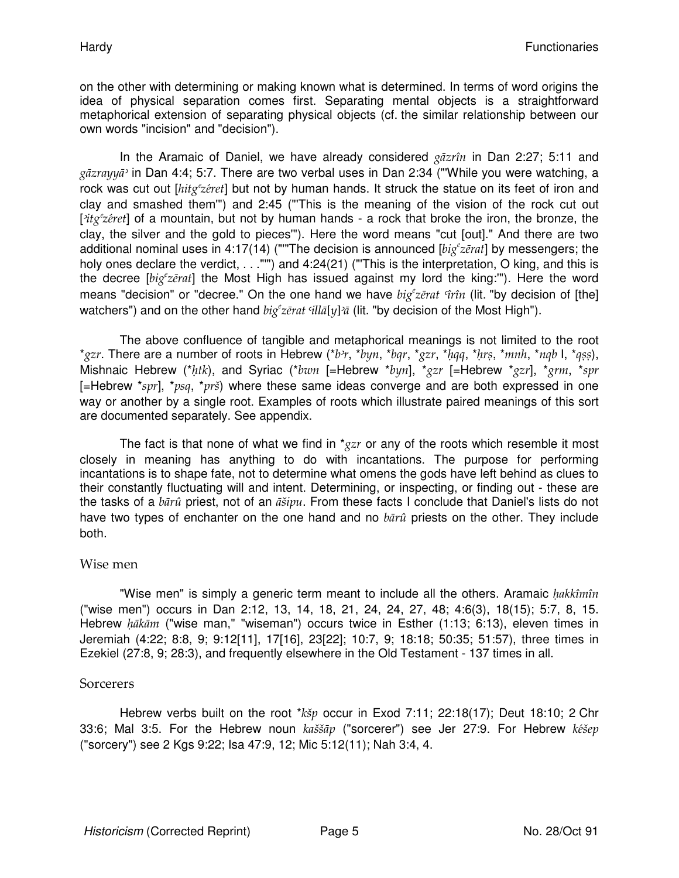on the other with determining or making known what is determined. In terms of word origins the idea of physical separation comes first. Separating mental objects is a straightforward metaphorical extension of separating physical objects (cf. the similar relationship between our own words "incision" and "decision").

In the Aramaic of Daniel, we have already considered *gāzrîn* in Dan 2:27; 5:11 and *gāzrayyāʾ* in Dan 4:4; 5:7. There are two verbal uses in Dan 2:34 ("'While you were watching, a rock was cut out [*hitgᵉzéret*] but not by human hands. It struck the statue on its feet of iron and clay and smashed them'") and 2:45 ("'This is the meaning of the vision of the rock cut out [*ʾitgᵉzéret*] of a mountain, but not by human hands - a rock that broke the iron, the bronze, the clay, the silver and the gold to pieces'"). Here the word means "cut [out]." And there are two additional nominal uses in 4:17(14) ("'"The decision is announced [*bigᵉzērat*] by messengers; the holy ones declare the verdict, . . ."'") and 4:24(21) ("'This is the interpretation, O king, and this is the decree [*bigᵉzērat*] the Most High has issued against my lord the king:'"). Here the word means "decision" or "decree." On the one hand we have *bigᵉzērat ʿîrîn* (lit. "by decision of [the] watchers") and on the other hand *bigᵉzērat ʿillā[y]ʾā* (lit. "by decision of the Most High").

The above confluence of tangible and metaphorical meanings is not limited to the root *\*gzr*. There are a number of roots in Hebrew (*\*bʾr*, *\*byn*, *\*bqr*, *\*gzr*, *\*ḥqq*, *\*ḥrṣ*, *\*mnh*, *\*nqb* I, *\*qṣṣ*), Mishnaic Hebrew (*\*ḥtk*), and Syriac (*\*bwn* [=Hebrew *\*byn*], *\*gzr* [=Hebrew *\*gzr*], *\*grm*, *\*spr* [=Hebrew *\*spr*], *\*psq*, *\*prš*) where these same ideas converge and are both expressed in one way or another by a single root. Examples of roots which illustrate paired meanings of this sort are documented separately. See appendix.

The fact is that none of what we find in *\*gzr* or any of the roots which resemble it most closely in meaning has anything to do with incantations. The purpose for performing incantations is to shape fate, not to determine what omens the gods have left behind as clues to their constantly fluctuating will and intent. Determining, or inspecting, or finding out - these are the tasks of a *bārû* priest, not of an *āšipu*. From these facts I conclude that Daniel's lists do not have two types of enchanter on the one hand and no *bārû* priests on the other. They include both.

## Wise men

"Wise men" is simply a generic term meant to include all the others. Aramaic *ḥakkîmîn* ("wise men") occurs in Dan 2:12, 13, 14, 18, 21, 24, 24, 27, 48; 4:6(3), 18(15); 5:7, 8, 15. Hebrew *ḥākām* ("wise man," "wiseman") occurs twice in Esther (1:13; 6:13), eleven times in Jeremiah (4:22; 8:8, 9; 9:12[11], 17[16], 23[22]; 10:7, 9; 18:18; 50:35; 51:57), three times in Ezekiel (27:8, 9; 28:3), and frequently elsewhere in the Old Testament - 137 times in all.

## Sorcerers

Hebrew verbs built on the root *\*kšp* occur in Exod 7:11; 22:18(17); Deut 18:10; 2 Chr 33:6; Mal 3:5. For the Hebrew noun *kaššāp* ("sorcerer") see Jer 27:9. For Hebrew *kéšep* ("sorcery") see 2 Kgs 9:22; Isa 47:9, 12; Mic 5:12(11); Nah 3:4, 4.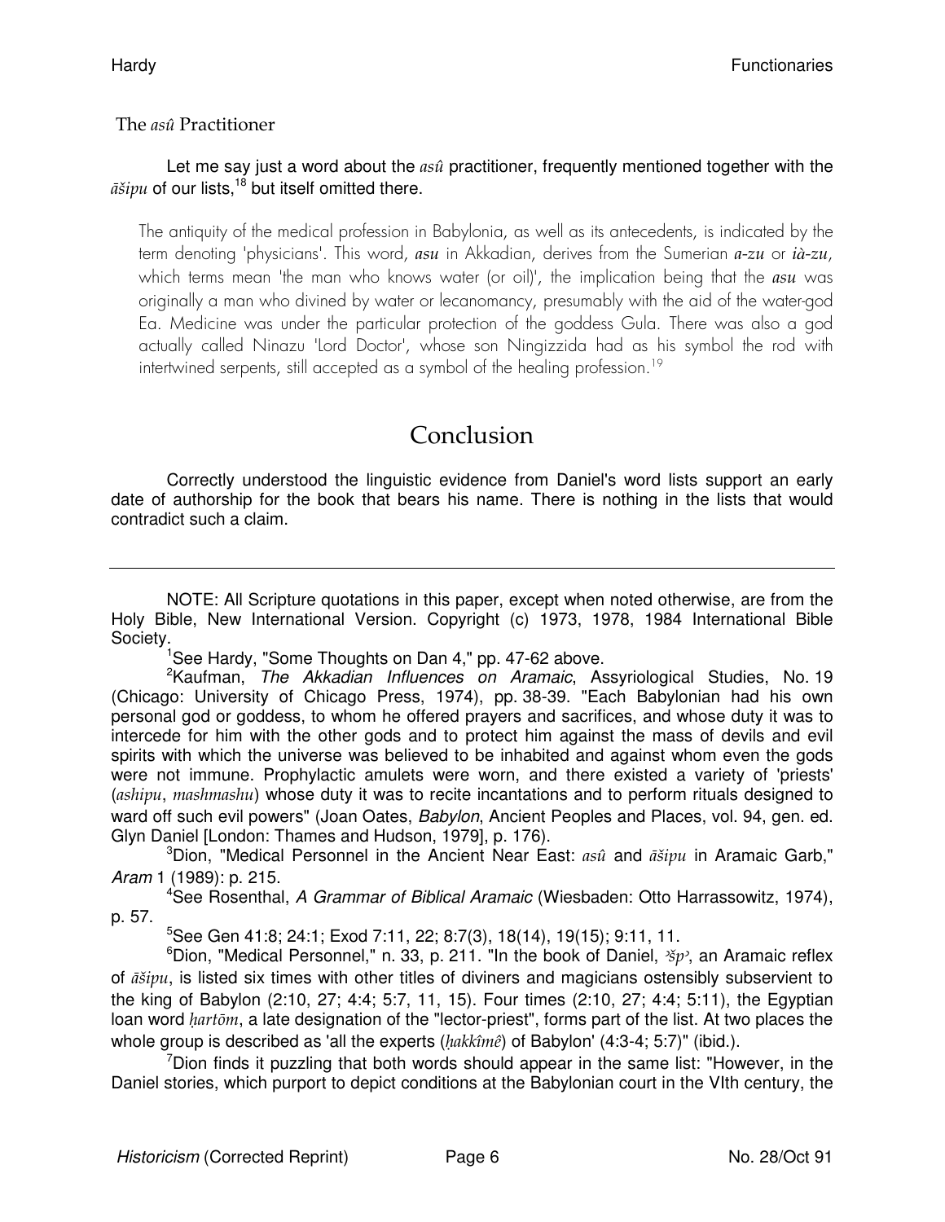### The *asû* Practitioner

Let me say just a word about the *asû* practitioner, frequently mentioned together with the *āšipu* of our lists,[18] but itself omitted there.

> The antiquity of the medical profession in Babylonia, as well as its antecedents, is indicated by the term denoting 'physicians'. This word, ***asu*** in Akkadian, derives from the Sumerian ***a-zu*** or ***ià-zu***, which terms mean 'the man who knows water (or oil)', the implication being that the ***asu*** was originally a man who divined by water or lecanomancy, presumably with the aid of the water-god Ea. Medicine was under the particular protection of the goddess Gula. There was also a god actually called Ninazu 'Lord Doctor', whose son Ningizzida had as his symbol the rod with intertwined serpents, still accepted as a symbol of the healing profession.[19]

## Conclusion

Correctly understood the linguistic evidence from Daniel's word lists support an early date of authorship for the book that bears his name. There is nothing in the lists that would contradict such a claim.

---

NOTE: All Scripture quotations in this paper, except when noted otherwise, are from the Holy Bible, New International Version. Copyright (c) 1973, 1978, 1984 International Bible Society.

[1]See Hardy, "Some Thoughts on Dan 4," pp. 47-62 above.

[2]Kaufman, *The Akkadian Influences on Aramaic*, Assyriological Studies, No. 19 (Chicago: University of Chicago Press, 1974), pp. 38-39. "Each Babylonian had his own personal god or goddess, to whom he offered prayers and sacrifices, and whose duty it was to intercede for him with the other gods and to protect him against the mass of devils and evil spirits with which the universe was believed to be inhabited and against whom even the gods were not immune. Prophylactic amulets were worn, and there existed a variety of 'priests' (*ashipu*, *mashmashu*) whose duty it was to recite incantations and to perform rituals designed to ward off such evil powers" (Joan Oates, *Babylon*, Ancient Peoples and Places, vol. 94, gen. ed. Glyn Daniel [London: Thames and Hudson, 1979], p. 176).

[3]Dion, "Medical Personnel in the Ancient Near East: *asû* and *āšipu* in Aramaic Garb," *Aram* 1 (1989): p. 215.

[4]See Rosenthal, *A Grammar of Biblical Aramaic* (Wiesbaden: Otto Harrassowitz, 1974), p. 57.

[5]See Gen 41:8; 24:1; Exod 7:11, 22; 8:7(3), 18(14), 19(15); 9:11, 11.

[6]Dion, "Medical Personnel," n. 33, p. 211. "In the book of Daniel, *ʾšpʾ*, an Aramaic reflex of *āšipu*, is listed six times with other titles of diviners and magicians ostensibly subservient to the king of Babylon (2:10, 27; 4:4; 5:7, 11, 15). Four times (2:10, 27; 4:4; 5:11), the Egyptian loan word *ḥartōm*, a late designation of the "lector-priest", forms part of the list. At two places the whole group is described as 'all the experts (*ḥakkîmê*) of Babylon' (4:3-4; 5:7)" (ibid.).

[7]Dion finds it puzzling that both words should appear in the same list: "However, in the Daniel stories, which purport to depict conditions at the Babylonian court in the VIth century, the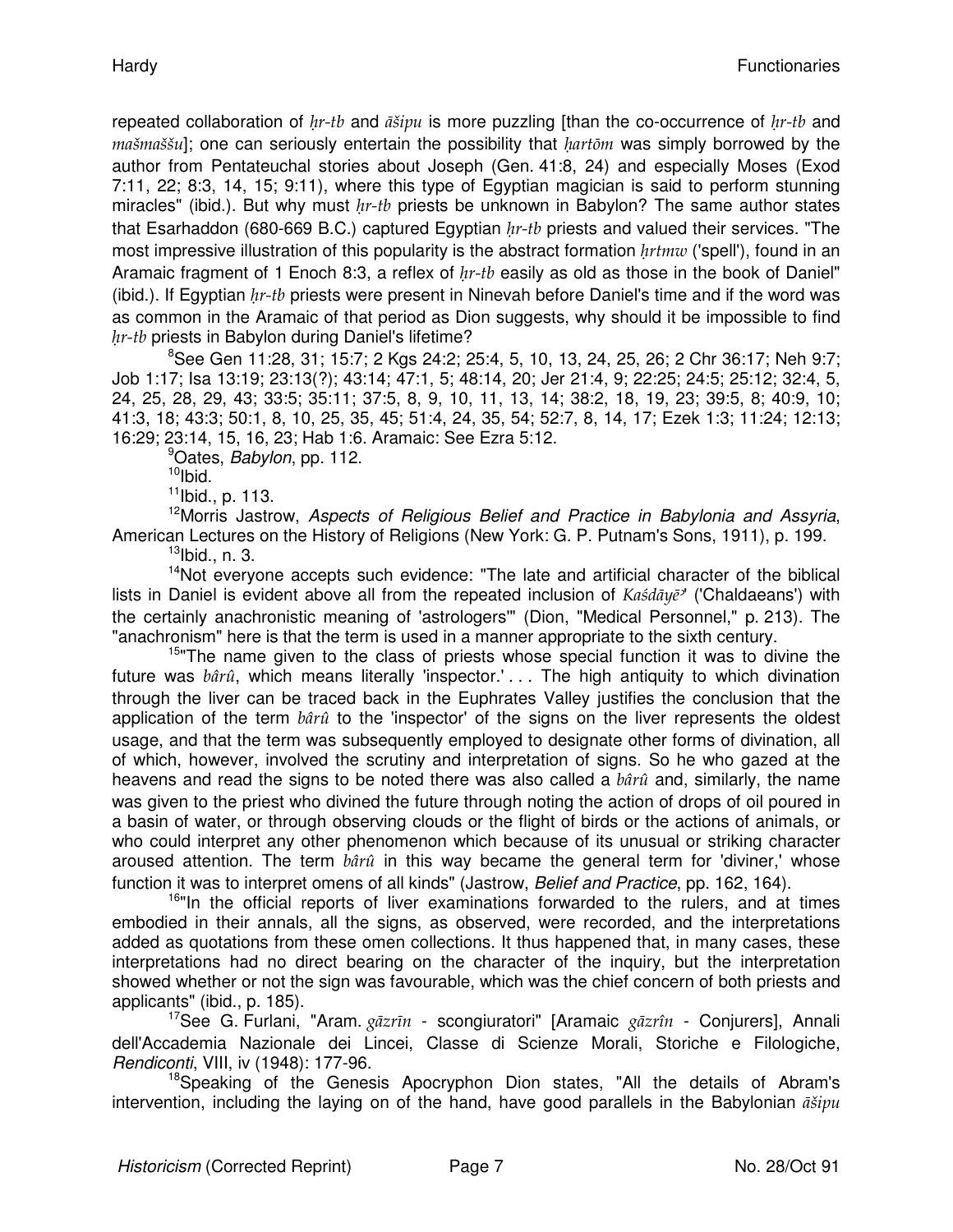repeated collaboration of *ḥr-tb* and *āšipu* is more puzzling [than the co-occurrence of *ḥr-tb* and *mašmaššu*]; one can seriously entertain the possibility that *ḥartōm* was simply borrowed by the author from Pentateuchal stories about Joseph (Gen. 41:8, 24) and especially Moses (Exod 7:11, 22; 8:3, 14, 15; 9:11), where this type of Egyptian magician is said to perform stunning miracles" (ibid.). But why must *ḥr-tb* priests be unknown in Babylon? The same author states that Esarhaddon (680-669 B.C.) captured Egyptian *ḥr-tb* priests and valued their services. "The most impressive illustration of this popularity is the abstract formation *ḥrtmw* ('spell'), found in an Aramaic fragment of 1 Enoch 8:3, a reflex of *ḥr-tb* easily as old as those in the book of Daniel" (ibid.). If Egyptian *ḥr-tb* priests were present in Ninevah before Daniel's time and if the word was as common in the Aramaic of that period as Dion suggests, why should it be impossible to find *ḥr-tb* priests in Babylon during Daniel's lifetime?

[8]See Gen 11:28, 31; 15:7; 2 Kgs 24:2; 25:4, 5, 10, 13, 24, 25, 26; 2 Chr 36:17; Neh 9:7; Job 1:17; Isa 13:19; 23:13(?); 43:14; 47:1, 5; 48:14, 20; Jer 21:4, 9; 22:25; 24:5; 25:12; 32:4, 5, 24, 25, 28, 29, 43; 33:5; 35:11; 37:5, 8, 9, 10, 11, 13, 14; 38:2, 18, 19, 23; 39:5, 8; 40:9, 10; 41:3, 18; 43:3; 50:1, 8, 10, 25, 35, 45; 51:4, 24, 35, 54; 52:7, 8, 14, 17; Ezek 1:3; 11:24; 12:13; 16:29; 23:14, 15, 16, 23; Hab 1:6. Aramaic: See Ezra 5:12.

[9]Oates, *Babylon*, pp. 112.

[10]Ibid.

[11]Ibid., p. 113.

[12]Morris Jastrow, *Aspects of Religious Belief and Practice in Babylonia and Assyria*, American Lectures on the History of Religions (New York: G. P. Putnam's Sons, 1911), p. 199.

[13]Ibid., n. 3.

[14]Not everyone accepts such evidence: "The late and artificial character of the biblical lists in Daniel is evident above all from the repeated inclusion of *Kaśdāyēʾ* ('Chaldaeans') with the certainly anachronistic meaning of 'astrologers'" (Dion, "Medical Personnel," p. 213). The "anachronism" here is that the term is used in a manner appropriate to the sixth century.

[15]"The name given to the class of priests whose special function it was to divine the future was *bârû*, which means literally 'inspector.' . . . The high antiquity to which divination through the liver can be traced back in the Euphrates Valley justifies the conclusion that the application of the term *bârû* to the 'inspector' of the signs on the liver represents the oldest usage, and that the term was subsequently employed to designate other forms of divination, all of which, however, involved the scrutiny and interpretation of signs. So he who gazed at the heavens and read the signs to be noted there was also called a *bârû* and, similarly, the name was given to the priest who divined the future through noting the action of drops of oil poured in a basin of water, or through observing clouds or the flight of birds or the actions of animals, or who could interpret any other phenomenon which because of its unusual or striking character aroused attention. The term *bârû* in this way became the general term for 'diviner,' whose function it was to interpret omens of all kinds" (Jastrow, *Belief and Practice*, pp. 162, 164).

[16]"In the official reports of liver examinations forwarded to the rulers, and at times embodied in their annals, all the signs, as observed, were recorded, and the interpretations added as quotations from these omen collections. It thus happened that, in many cases, these interpretations had no direct bearing on the character of the inquiry, but the interpretation showed whether or not the sign was favourable, which was the chief concern of both priests and applicants" (ibid., p. 185).

[17]See G. Furlani, "Aram. *gāzrīn* - scongiuratori" [Aramaic *gāzrîn* - Conjurers], Annali dell'Accademia Nazionale dei Lincei, Classe di Scienze Morali, Storiche e Filologiche, *Rendiconti*, VIII, iv (1948): 177-96.

[18]Speaking of the Genesis Apocryphon Dion states, "All the details of Abram's intervention, including the laying on of the hand, have good parallels in the Babylonian *āšipu*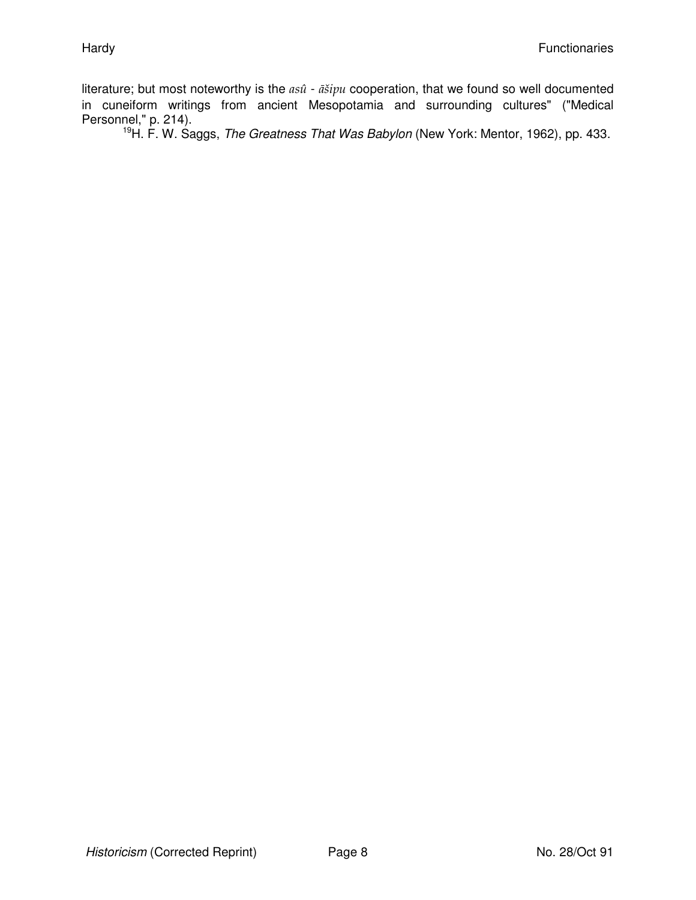literature; but most noteworthy is the *asû - āšipu* cooperation, that we found so well documented in cuneiform writings from ancient Mesopotamia and surrounding cultures" ("Medical Personnel," p. 214).

[19]H. F. W. Saggs, *The Greatness That Was Babylon* (New York: Mentor, 1962), pp. 433.